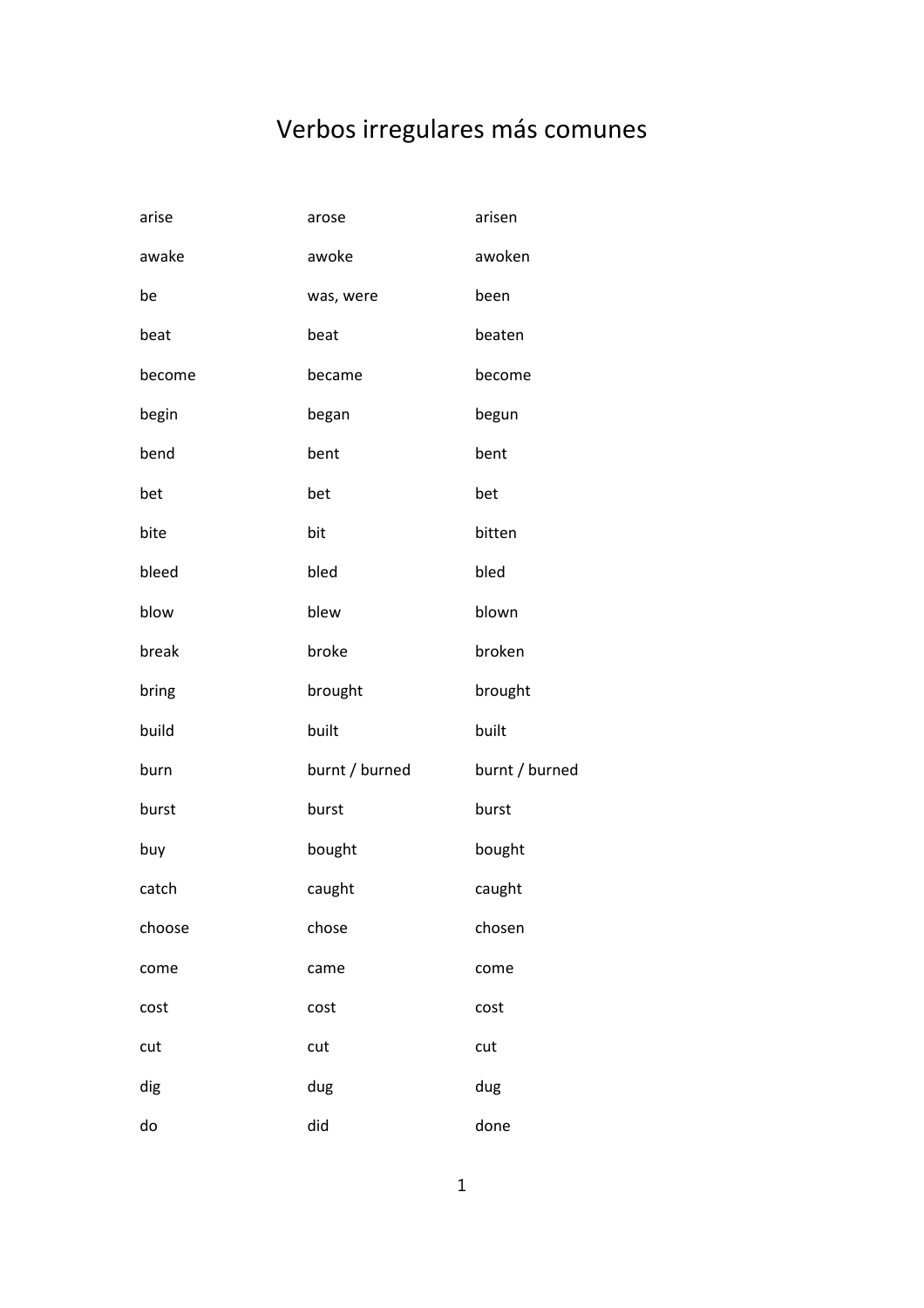# Verbos irregulares más comunes

| | | |
|---|---|---|
| arise | arose | arisen |
| awake | awoke | awoken |
| be | was, were | been |
| beat | beat | beaten |
| become | became | become |
| begin | began | begun |
| bend | bent | bent |
| bet | bet | bet |
| bite | bit | bitten |
| bleed | bled | bled |
| blow | blew | blown |
| break | broke | broken |
| bring | brought | brought |
| build | built | built |
| burn | burnt / burned | burnt / burned |
| burst | burst | burst |
| buy | bought | bought |
| catch | caught | caught |
| choose | chose | chosen |
| come | came | come |
| cost | cost | cost |
| cut | cut | cut |
| dig | dug | dug |
| do | did | done |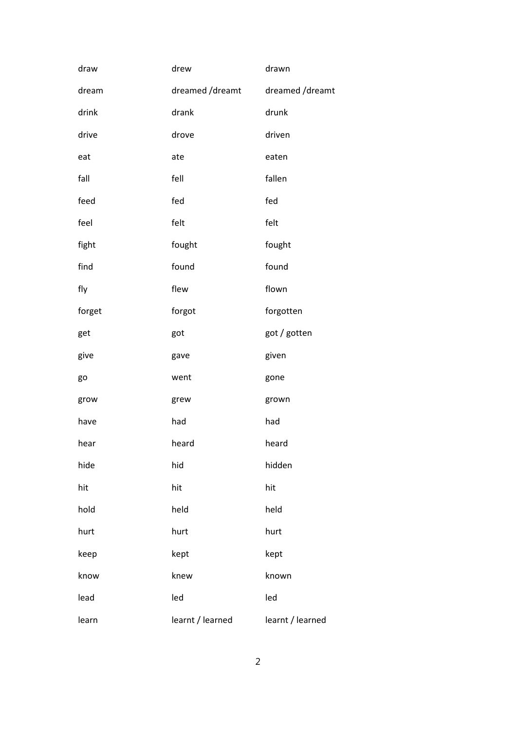| | | |
|---|---|---|
| draw | drew | drawn |
| dream | dreamed /dreamt | dreamed /dreamt |
| drink | drank | drunk |
| drive | drove | driven |
| eat | ate | eaten |
| fall | fell | fallen |
| feed | fed | fed |
| feel | felt | felt |
| fight | fought | fought |
| find | found | found |
| fly | flew | flown |
| forget | forgot | forgotten |
| get | got | got / gotten |
| give | gave | given |
| go | went | gone |
| grow | grew | grown |
| have | had | had |
| hear | heard | heard |
| hide | hid | hidden |
| hit | hit | hit |
| hold | held | held |
| hurt | hurt | hurt |
| keep | kept | kept |
| know | knew | known |
| lead | led | led |
| learn | learnt / learned | learnt / learned |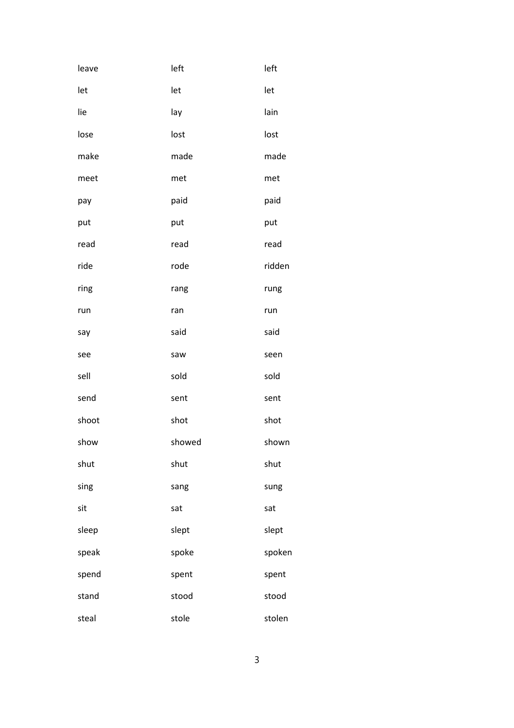| | | |
|---|---|---|
| leave | left | left |
| let | let | let |
| lie | lay | lain |
| lose | lost | lost |
| make | made | made |
| meet | met | met |
| pay | paid | paid |
| put | put | put |
| read | read | read |
| ride | rode | ridden |
| ring | rang | rung |
| run | ran | run |
| say | said | said |
| see | saw | seen |
| sell | sold | sold |
| send | sent | sent |
| shoot | shot | shot |
| show | showed | shown |
| shut | shut | shut |
| sing | sang | sung |
| sit | sat | sat |
| sleep | slept | slept |
| speak | spoke | spoken |
| spend | spent | spent |
| stand | stood | stood |
| steal | stole | stolen |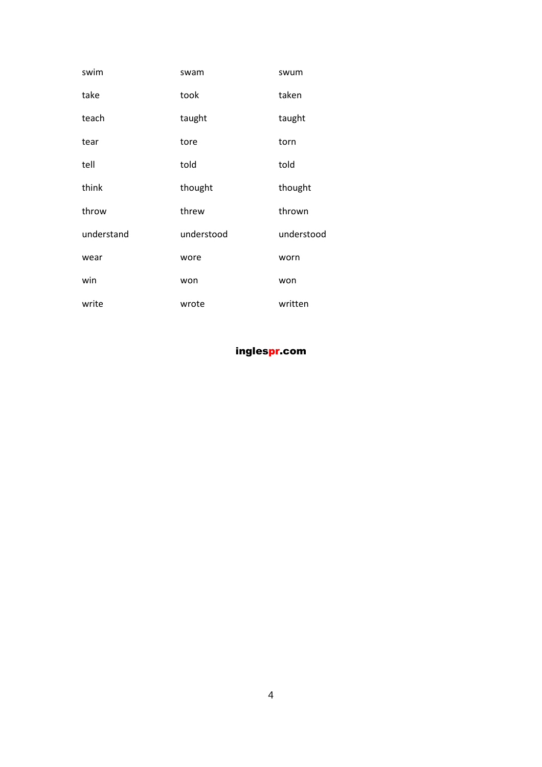| | | |
|---|---|---|
| swim | swam | swum |
| take | took | taken |
| teach | taught | taught |
| tear | tore | torn |
| tell | told | told |
| think | thought | thought |
| throw | threw | thrown |
| understand | understood | understood |
| wear | wore | worn |
| win | won | won |
| write | wrote | written |

**inglespr.com**